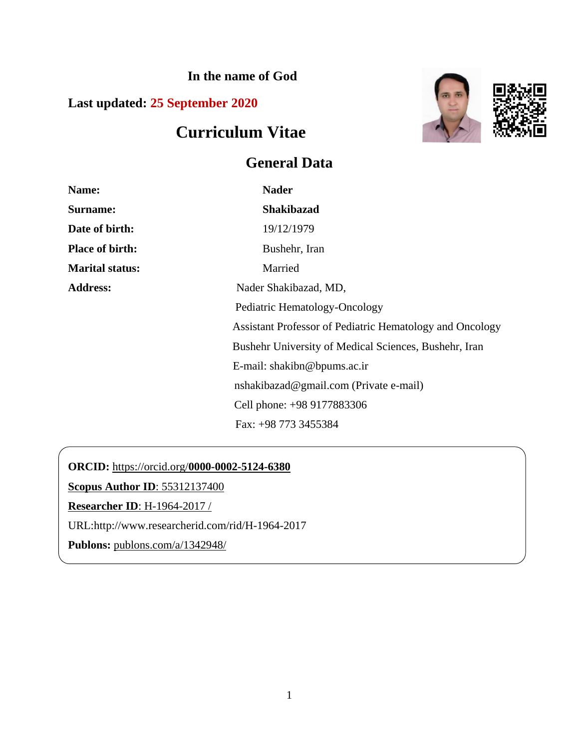**In the name of God**

**Last updated: 25 September 2020**

# Curriculum Vitae

## General Data

| | |
|---|---|
| **Name:** | **Nader** |
| **Surname:** | **Shakibazad** |
| **Date of birth:** | 19/12/1979 |
| **Place of birth:** | Bushehr, Iran |
| **Marital status:** | Married |
| **Address:** | Nader Shakibazad, MD, |
| | Pediatric Hematology-Oncology |
| | Assistant Professor of Pediatric Hematology and Oncology |
| | Bushehr University of Medical Sciences, Bushehr, Iran |
| | E-mail: shakibn@bpums.ac.ir |
| | nshakibazad@gmail.com (Private e-mail) |
| | Cell phone: +98 9177883306 |
| | Fax: +98 773 3455384 |

**ORCID:** https://orcid.org/**0000-0002-5124-6380**

**Scopus Author ID**: 55312137400

**Researcher ID**: H-1964-2017 /

URL:http://www.researcherid.com/rid/H-1964-2017

**Publons:** publons.com/a/1342948/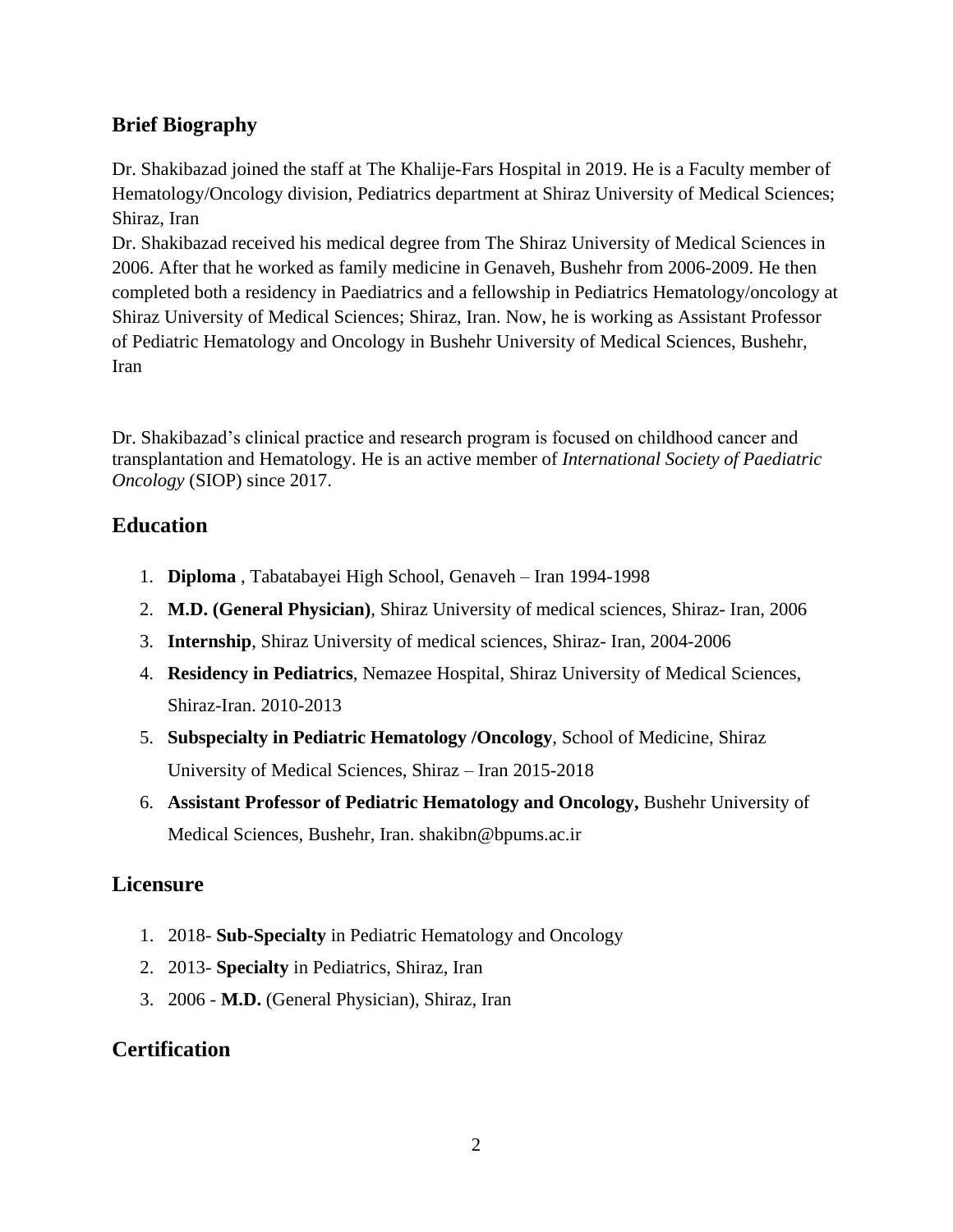## Brief Biography

Dr. Shakibazad joined the staff at The Khalije-Fars Hospital in 2019. He is a Faculty member of Hematology/Oncology division, Pediatrics department at Shiraz University of Medical Sciences; Shiraz, Iran

Dr. Shakibazad received his medical degree from The Shiraz University of Medical Sciences in 2006. After that he worked as family medicine in Genaveh, Bushehr from 2006-2009. He then completed both a residency in Paediatrics and a fellowship in Pediatrics Hematology/oncology at Shiraz University of Medical Sciences; Shiraz, Iran. Now, he is working as Assistant Professor of Pediatric Hematology and Oncology in Bushehr University of Medical Sciences, Bushehr, Iran

Dr. Shakibazad's clinical practice and research program is focused on childhood cancer and transplantation and Hematology. He is an active member of *International Society of Paediatric Oncology* (SIOP) since 2017.

## Education

1. **Diploma** , Tabatabayei High School, Genaveh – Iran 1994-1998
2. **M.D. (General Physician)**, Shiraz University of medical sciences, Shiraz- Iran, 2006
3. **Internship**, Shiraz University of medical sciences, Shiraz- Iran, 2004-2006
4. **Residency in Pediatrics**, Nemazee Hospital, Shiraz University of Medical Sciences, Shiraz-Iran. 2010-2013
5. **Subspecialty in Pediatric Hematology /Oncology**, School of Medicine, Shiraz University of Medical Sciences, Shiraz – Iran 2015-2018
6. **Assistant Professor of Pediatric Hematology and Oncology,** Bushehr University of Medical Sciences, Bushehr, Iran. shakibn@bpums.ac.ir

## Licensure

1. 2018- **Sub-Specialty** in Pediatric Hematology and Oncology
2. 2013- **Specialty** in Pediatrics, Shiraz, Iran
3. 2006 - **M.D.** (General Physician), Shiraz, Iran

## Certification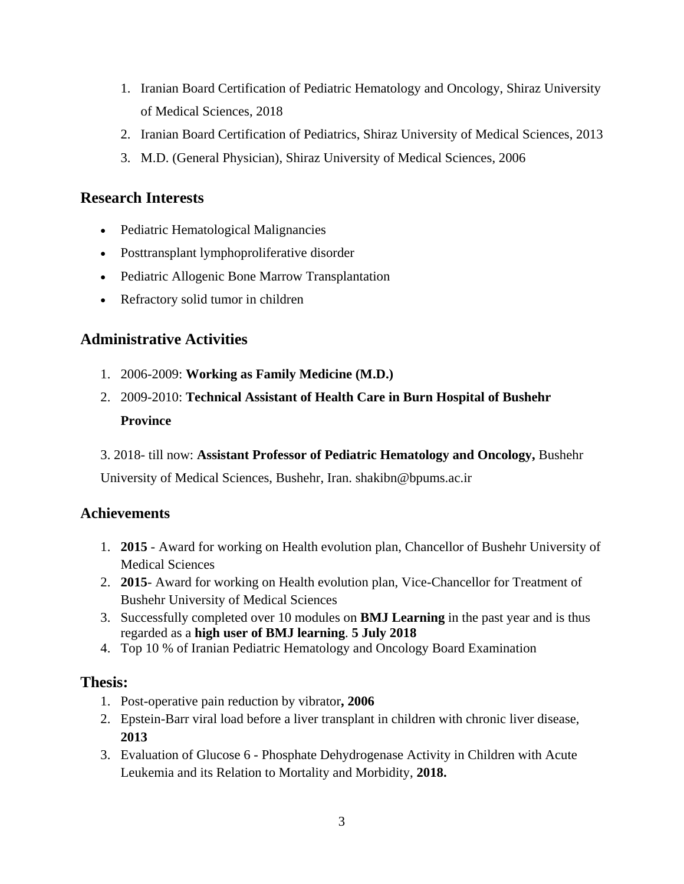1. Iranian Board Certification of Pediatric Hematology and Oncology, Shiraz University of Medical Sciences, 2018
2. Iranian Board Certification of Pediatrics, Shiraz University of Medical Sciences, 2013
3. M.D. (General Physician), Shiraz University of Medical Sciences, 2006

## Research Interests

- Pediatric Hematological Malignancies
- Posttransplant lymphoproliferative disorder
- Pediatric Allogenic Bone Marrow Transplantation
- Refractory solid tumor in children

## Administrative Activities

1. 2006-2009: **Working as Family Medicine (M.D.)**
2. 2009-2010: **Technical Assistant of Health Care in Burn Hospital of Bushehr Province**

3. 2018- till now: **Assistant Professor of Pediatric Hematology and Oncology,** Bushehr University of Medical Sciences, Bushehr, Iran. shakibn@bpums.ac.ir

## Achievements

1. **2015** - Award for working on Health evolution plan, Chancellor of Bushehr University of Medical Sciences
2. **2015**- Award for working on Health evolution plan, Vice-Chancellor for Treatment of Bushehr University of Medical Sciences
3. Successfully completed over 10 modules on **BMJ Learning** in the past year and is thus regarded as a **high user of BMJ learning**. **5 July 2018**
4. Top 10 % of Iranian Pediatric Hematology and Oncology Board Examination

## Thesis:

1. Post-operative pain reduction by vibrator**, 2006**
2. Epstein-Barr viral load before a liver transplant in children with chronic liver disease, **2013**
3. Evaluation of Glucose 6 - Phosphate Dehydrogenase Activity in Children with Acute Leukemia and its Relation to Mortality and Morbidity, **2018.**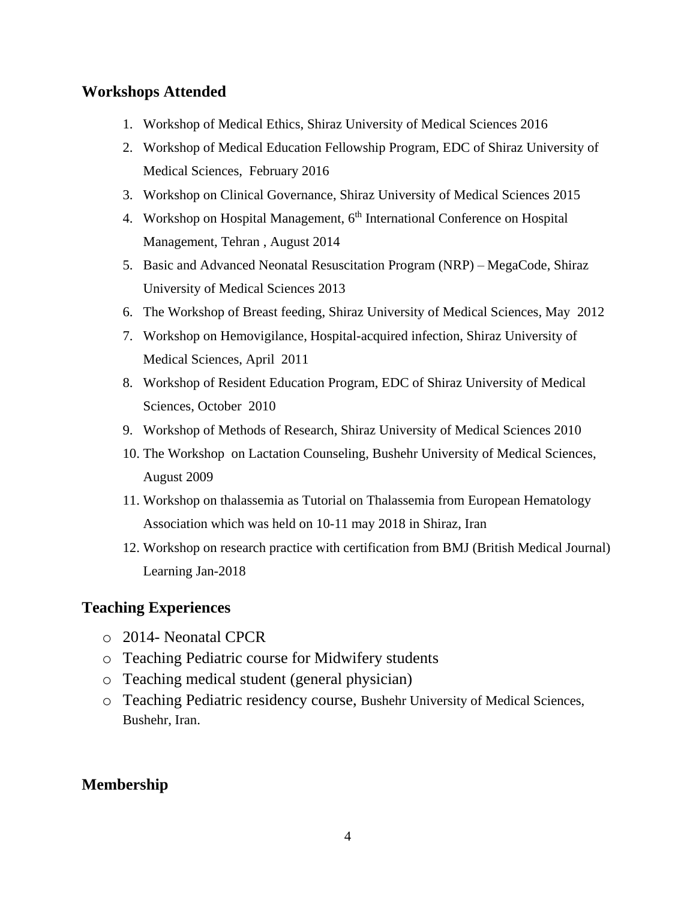## Workshops Attended

1. Workshop of Medical Ethics, Shiraz University of Medical Sciences 2016
2. Workshop of Medical Education Fellowship Program, EDC of Shiraz University of Medical Sciences, February 2016
3. Workshop on Clinical Governance, Shiraz University of Medical Sciences 2015
4. Workshop on Hospital Management, 6$^{th}$ International Conference on Hospital Management, Tehran , August 2014
5. Basic and Advanced Neonatal Resuscitation Program (NRP) – MegaCode, Shiraz University of Medical Sciences 2013
6. The Workshop of Breast feeding, Shiraz University of Medical Sciences, May 2012
7. Workshop on Hemovigilance, Hospital-acquired infection, Shiraz University of Medical Sciences, April 2011
8. Workshop of Resident Education Program, EDC of Shiraz University of Medical Sciences, October 2010
9. Workshop of Methods of Research, Shiraz University of Medical Sciences 2010
10. The Workshop on Lactation Counseling, Bushehr University of Medical Sciences, August 2009
11. Workshop on thalassemia as Tutorial on Thalassemia from European Hematology Association which was held on 10-11 may 2018 in Shiraz, Iran
12. Workshop on research practice with certification from BMJ (British Medical Journal) Learning Jan-2018

## Teaching Experiences

- 2014- Neonatal CPCR
- Teaching Pediatric course for Midwifery students
- Teaching medical student (general physician)
- Teaching Pediatric residency course, Bushehr University of Medical Sciences, Bushehr, Iran.

## Membership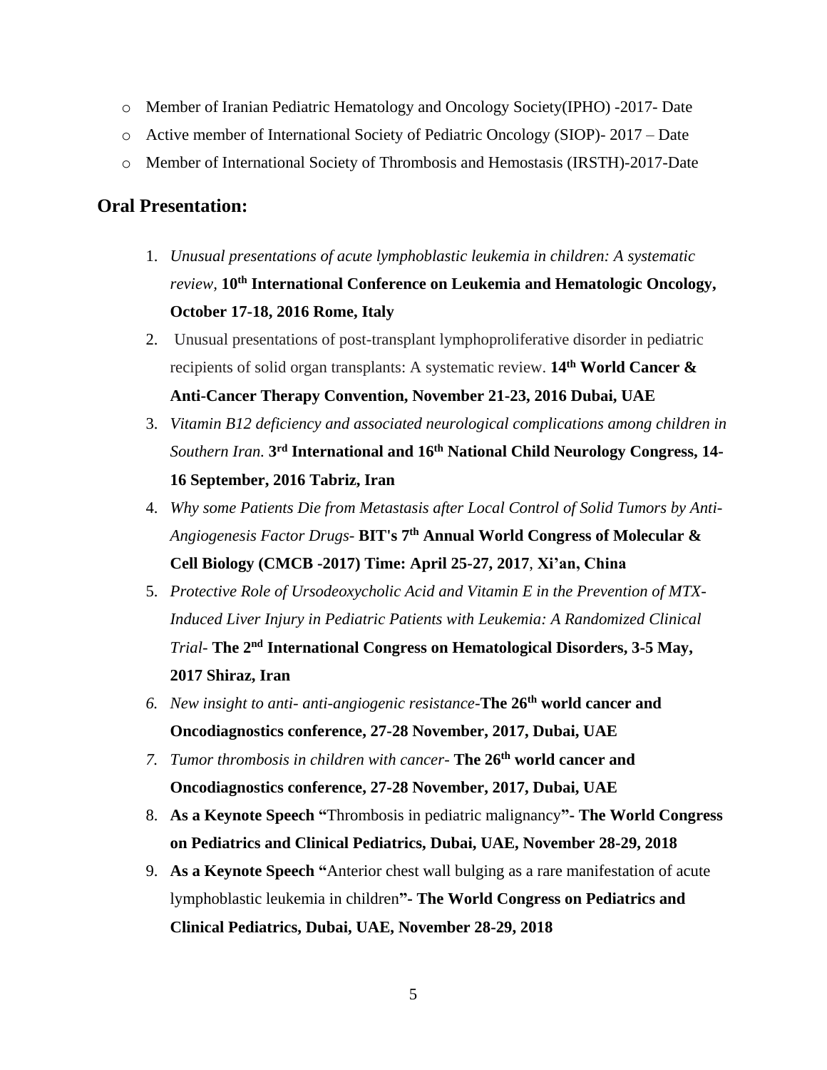- Member of Iranian Pediatric Hematology and Oncology Society(IPHO) -2017- Date
- Active member of International Society of Pediatric Oncology (SIOP)- 2017 – Date
- Member of International Society of Thrombosis and Hemostasis (IRSTH)-2017-Date

## Oral Presentation:

1. *Unusual presentations of acute lymphoblastic leukemia in children: A systematic review,* **10th International Conference on Leukemia and Hematologic Oncology, October 17-18, 2016 Rome, Italy**
2. Unusual presentations of post-transplant lymphoproliferative disorder in pediatric recipients of solid organ transplants: A systematic review. **14th World Cancer & Anti-Cancer Therapy Convention, November 21-23, 2016 Dubai, UAE**
3. *Vitamin B12 deficiency and associated neurological complications among children in Southern Iran.* **3rd International and 16th National Child Neurology Congress, 14-16 September, 2016 Tabriz, Iran**
4. *Why some Patients Die from Metastasis after Local Control of Solid Tumors by Anti-Angiogenesis Factor Drugs-* **BIT's 7th Annual World Congress of Molecular & Cell Biology (CMCB -2017) Time: April 25-27, 2017**, **Xi'an, China**
5. *Protective Role of Ursodeoxycholic Acid and Vitamin E in the Prevention of MTX-Induced Liver Injury in Pediatric Patients with Leukemia: A Randomized Clinical Trial-* **The 2nd International Congress on Hematological Disorders, 3-5 May, 2017 Shiraz, Iran**
6. *New insight to anti- anti-angiogenic resistance-***The 26th world cancer and Oncodiagnostics conference, 27-28 November, 2017, Dubai, UAE**
7. *Tumor thrombosis in children with cancer-* **The 26th world cancer and Oncodiagnostics conference, 27-28 November, 2017, Dubai, UAE**
8. **As a Keynote Speech "**Thrombosis in pediatric malignancy**"- The World Congress on Pediatrics and Clinical Pediatrics, Dubai, UAE, November 28-29, 2018**
9. **As a Keynote Speech "**Anterior chest wall bulging as a rare manifestation of acute lymphoblastic leukemia in children**"- The World Congress on Pediatrics and Clinical Pediatrics, Dubai, UAE, November 28-29, 2018**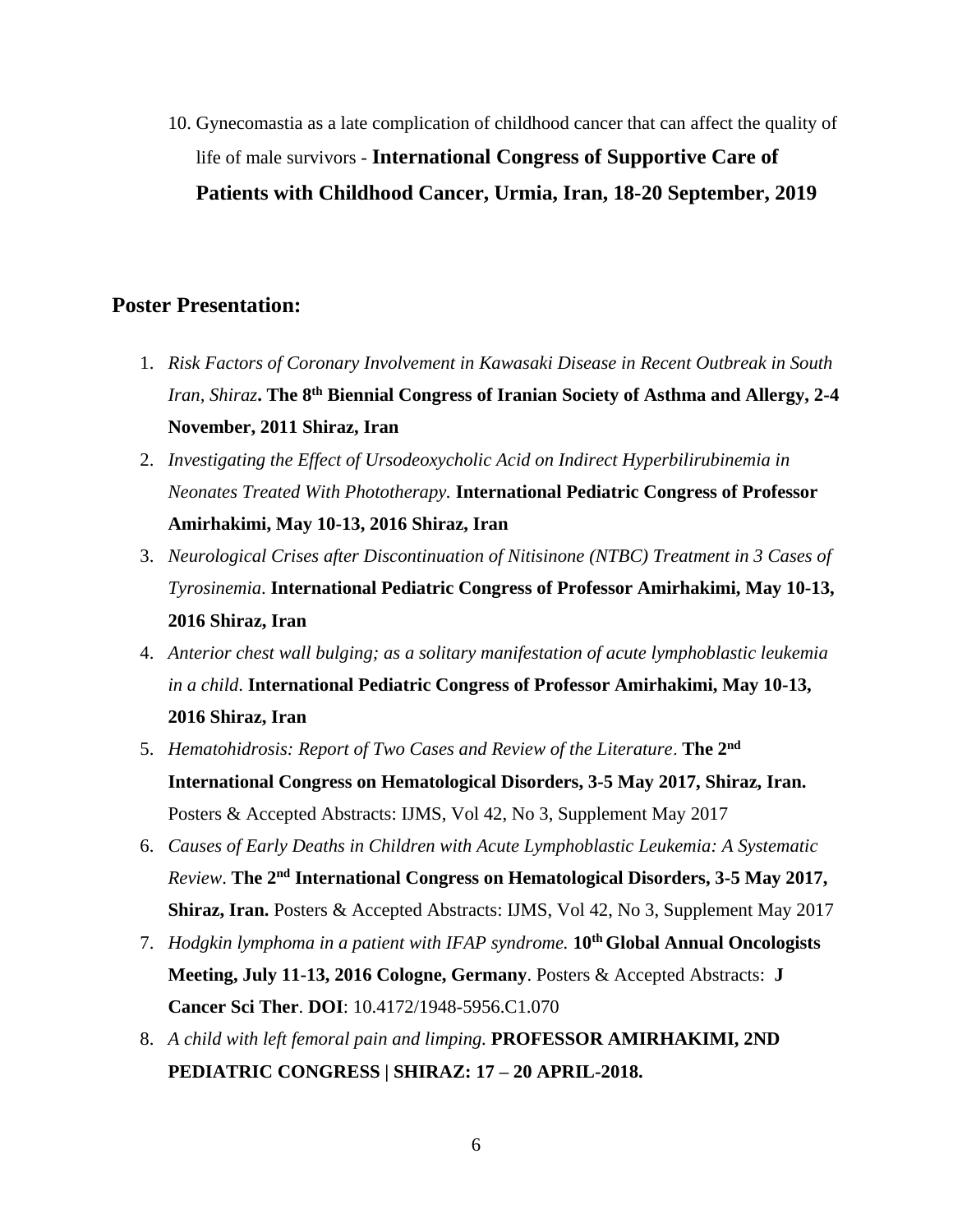10. Gynecomastia as a late complication of childhood cancer that can affect the quality of life of male survivors - **International Congress of Supportive Care of Patients with Childhood Cancer, Urmia, Iran, 18-20 September, 2019**

## Poster Presentation:

1. *Risk Factors of Coronary Involvement in Kawasaki Disease in Recent Outbreak in South Iran, Shiraz*. **The 8th Biennial Congress of Iranian Society of Asthma and Allergy, 2-4 November, 2011 Shiraz, Iran**
2. *Investigating the Effect of Ursodeoxycholic Acid on Indirect Hyperbilirubinemia in Neonates Treated With Phototherapy.* **International Pediatric Congress of Professor Amirhakimi, May 10-13, 2016 Shiraz, Iran**
3. *Neurological Crises after Discontinuation of Nitisinone (NTBC) Treatment in 3 Cases of Tyrosinemia*. **International Pediatric Congress of Professor Amirhakimi, May 10-13, 2016 Shiraz, Iran**
4. *Anterior chest wall bulging; as a solitary manifestation of acute lymphoblastic leukemia in a child*. **International Pediatric Congress of Professor Amirhakimi, May 10-13, 2016 Shiraz, Iran**
5. *Hematohidrosis: Report of Two Cases and Review of the Literature*. **The 2nd International Congress on Hematological Disorders, 3-5 May 2017, Shiraz, Iran.** Posters & Accepted Abstracts: IJMS, Vol 42, No 3, Supplement May 2017
6. *Causes of Early Deaths in Children with Acute Lymphoblastic Leukemia: A Systematic Review*. **The 2nd International Congress on Hematological Disorders, 3-5 May 2017, Shiraz, Iran.** Posters & Accepted Abstracts: IJMS, Vol 42, No 3, Supplement May 2017
7. *Hodgkin lymphoma in a patient with IFAP syndrome.* **10th Global Annual Oncologists Meeting, July 11-13, 2016 Cologne, Germany**. Posters & Accepted Abstracts: **J Cancer Sci Ther**. **DOI**: 10.4172/1948-5956.C1.070
8. *A child with left femoral pain and limping.* **PROFESSOR AMIRHAKIMI, 2ND PEDIATRIC CONGRESS | SHIRAZ: 17 – 20 APRIL-2018.**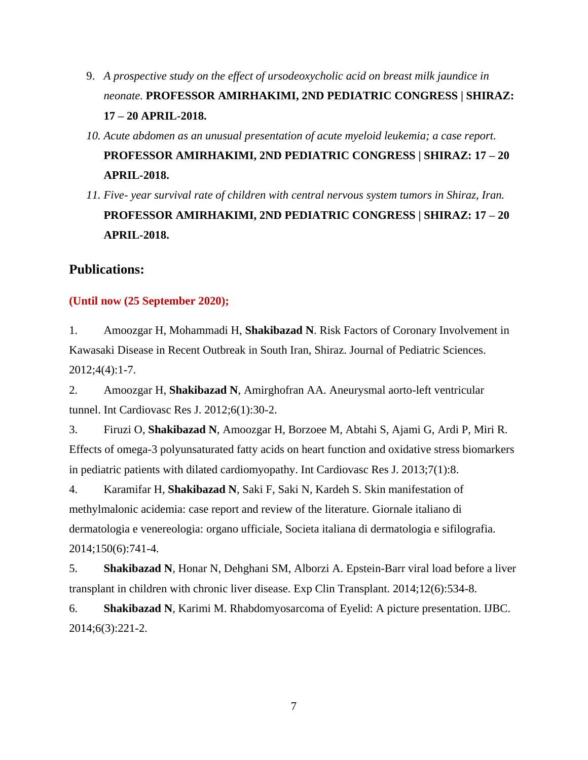9. *A prospective study on the effect of ursodeoxycholic acid on breast milk jaundice in neonate.* **PROFESSOR AMIRHAKIMI, 2ND PEDIATRIC CONGRESS | SHIRAZ: 17 – 20 APRIL-2018.**
10. *Acute abdomen as an unusual presentation of acute myeloid leukemia; a case report.* **PROFESSOR AMIRHAKIMI, 2ND PEDIATRIC CONGRESS | SHIRAZ: 17 – 20 APRIL-2018.**
11. *Five- year survival rate of children with central nervous system tumors in Shiraz, Iran.* **PROFESSOR AMIRHAKIMI, 2ND PEDIATRIC CONGRESS | SHIRAZ: 17 – 20 APRIL-2018.**

## Publications:

**(Until now (25 September 2020);**

1. Amoozgar H, Mohammadi H, **Shakibazad N**. Risk Factors of Coronary Involvement in Kawasaki Disease in Recent Outbreak in South Iran, Shiraz. Journal of Pediatric Sciences. 2012;4(4):1-7.
2. Amoozgar H, **Shakibazad N**, Amirghofran AA. Aneurysmal aorto-left ventricular tunnel. Int Cardiovasc Res J. 2012;6(1):30-2.
3. Firuzi O, **Shakibazad N**, Amoozgar H, Borzoee M, Abtahi S, Ajami G, Ardi P, Miri R. Effects of omega-3 polyunsaturated fatty acids on heart function and oxidative stress biomarkers in pediatric patients with dilated cardiomyopathy. Int Cardiovasc Res J. 2013;7(1):8.
4. Karamifar H, **Shakibazad N**, Saki F, Saki N, Kardeh S. Skin manifestation of methylmalonic acidemia: case report and review of the literature. Giornale italiano di dermatologia e venereologia: organo ufficiale, Societa italiana di dermatologia e sifilografia. 2014;150(6):741-4.
5. **Shakibazad N**, Honar N, Dehghani SM, Alborzi A. Epstein-Barr viral load before a liver transplant in children with chronic liver disease. Exp Clin Transplant. 2014;12(6):534-8.
6. **Shakibazad N**, Karimi M. Rhabdomyosarcoma of Eyelid: A picture presentation. IJBC. 2014;6(3):221-2.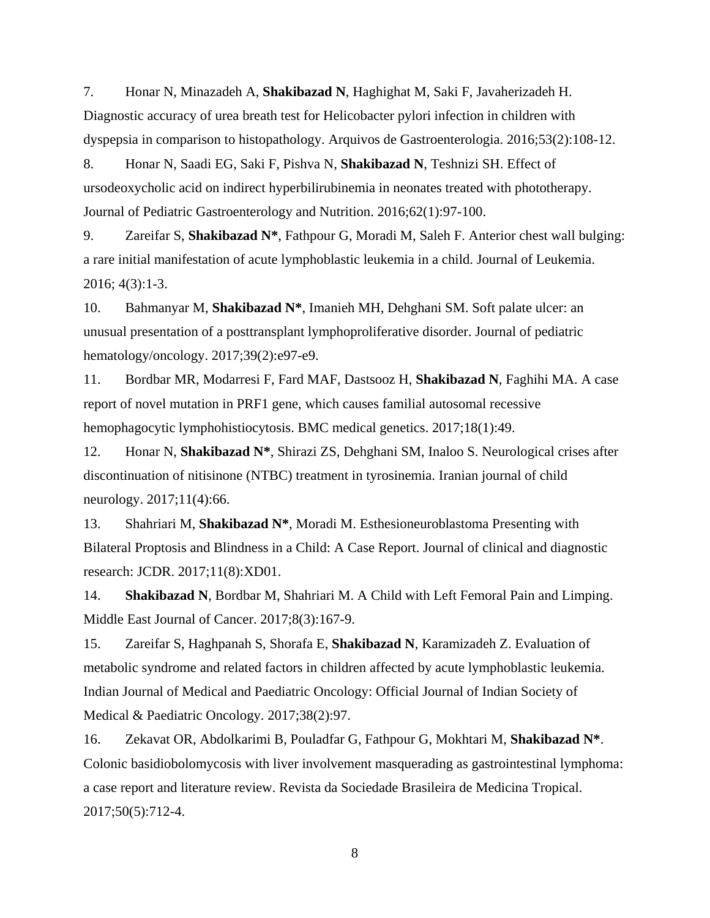7. Honar N, Minazadeh A, **Shakibazad N**, Haghighat M, Saki F, Javaherizadeh H. Diagnostic accuracy of urea breath test for Helicobacter pylori infection in children with dyspepsia in comparison to histopathology. Arquivos de Gastroenterologia. 2016;53(2):108-12.

8. Honar N, Saadi EG, Saki F, Pishva N, **Shakibazad N**, Teshnizi SH. Effect of ursodeoxycholic acid on indirect hyperbilirubinemia in neonates treated with phototherapy. Journal of Pediatric Gastroenterology and Nutrition. 2016;62(1):97-100.

9. Zareifar S, **Shakibazad N***, Fathpour G, Moradi M, Saleh F. Anterior chest wall bulging: a rare initial manifestation of acute lymphoblastic leukemia in a child. Journal of Leukemia. 2016; 4(3):1-3.

10. Bahmanyar M, **Shakibazad N***, Imanieh MH, Dehghani SM. Soft palate ulcer: an unusual presentation of a posttransplant lymphoproliferative disorder. Journal of pediatric hematology/oncology. 2017;39(2):e97-e9.

11. Bordbar MR, Modarresi F, Fard MAF, Dastsooz H, **Shakibazad N**, Faghihi MA. A case report of novel mutation in PRF1 gene, which causes familial autosomal recessive hemophagocytic lymphohistiocytosis. BMC medical genetics. 2017;18(1):49.

12. Honar N, **Shakibazad N***, Shirazi ZS, Dehghani SM, Inaloo S. Neurological crises after discontinuation of nitisinone (NTBC) treatment in tyrosinemia. Iranian journal of child neurology. 2017;11(4):66.

13. Shahriari M, **Shakibazad N***, Moradi M. Esthesioneuroblastoma Presenting with Bilateral Proptosis and Blindness in a Child: A Case Report. Journal of clinical and diagnostic research: JCDR. 2017;11(8):XD01.

14. **Shakibazad N**, Bordbar M, Shahriari M. A Child with Left Femoral Pain and Limping. Middle East Journal of Cancer. 2017;8(3):167-9.

15. Zareifar S, Haghpanah S, Shorafa E, **Shakibazad N**, Karamizadeh Z. Evaluation of metabolic syndrome and related factors in children affected by acute lymphoblastic leukemia. Indian Journal of Medical and Paediatric Oncology: Official Journal of Indian Society of Medical & Paediatric Oncology. 2017;38(2):97.

16. Zekavat OR, Abdolkarimi B, Pouladfar G, Fathpour G, Mokhtari M, **Shakibazad N***. Colonic basidiobolomycosis with liver involvement masquerading as gastrointestinal lymphoma: a case report and literature review. Revista da Sociedade Brasileira de Medicina Tropical. 2017;50(5):712-4.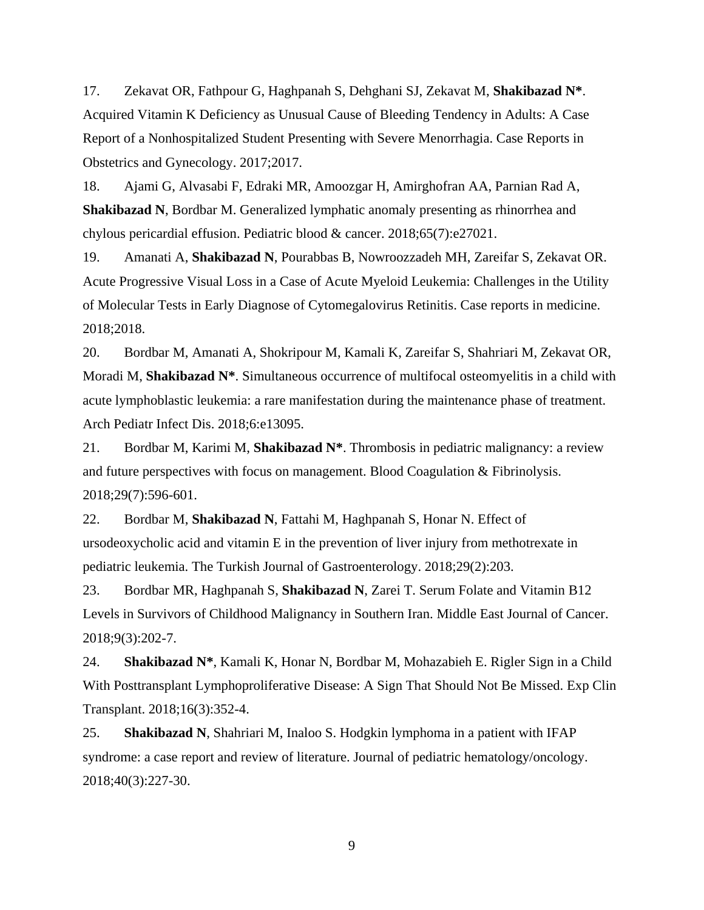17. Zekavat OR, Fathpour G, Haghpanah S, Dehghani SJ, Zekavat M, **Shakibazad N***. Acquired Vitamin K Deficiency as Unusual Cause of Bleeding Tendency in Adults: A Case Report of a Nonhospitalized Student Presenting with Severe Menorrhagia. Case Reports in Obstetrics and Gynecology. 2017;2017.

18. Ajami G, Alvasabi F, Edraki MR, Amoozgar H, Amirghofran AA, Parnian Rad A, **Shakibazad N**, Bordbar M. Generalized lymphatic anomaly presenting as rhinorrhea and chylous pericardial effusion. Pediatric blood & cancer. 2018;65(7):e27021.

19. Amanati A, **Shakibazad N**, Pourabbas B, Nowroozzadeh MH, Zareifar S, Zekavat OR. Acute Progressive Visual Loss in a Case of Acute Myeloid Leukemia: Challenges in the Utility of Molecular Tests in Early Diagnose of Cytomegalovirus Retinitis. Case reports in medicine. 2018;2018.

20. Bordbar M, Amanati A, Shokripour M, Kamali K, Zareifar S, Shahriari M, Zekavat OR, Moradi M, **Shakibazad N***. Simultaneous occurrence of multifocal osteomyelitis in a child with acute lymphoblastic leukemia: a rare manifestation during the maintenance phase of treatment. Arch Pediatr Infect Dis. 2018;6:e13095.

21. Bordbar M, Karimi M, **Shakibazad N***. Thrombosis in pediatric malignancy: a review and future perspectives with focus on management. Blood Coagulation & Fibrinolysis. 2018;29(7):596-601.

22. Bordbar M, **Shakibazad N**, Fattahi M, Haghpanah S, Honar N. Effect of ursodeoxycholic acid and vitamin E in the prevention of liver injury from methotrexate in pediatric leukemia. The Turkish Journal of Gastroenterology. 2018;29(2):203.

23. Bordbar MR, Haghpanah S, **Shakibazad N**, Zarei T. Serum Folate and Vitamin B12 Levels in Survivors of Childhood Malignancy in Southern Iran. Middle East Journal of Cancer. 2018;9(3):202-7.

24. **Shakibazad N***, Kamali K, Honar N, Bordbar M, Mohazabieh E. Rigler Sign in a Child With Posttransplant Lymphoproliferative Disease: A Sign That Should Not Be Missed. Exp Clin Transplant. 2018;16(3):352-4.

25. **Shakibazad N**, Shahriari M, Inaloo S. Hodgkin lymphoma in a patient with IFAP syndrome: a case report and review of literature. Journal of pediatric hematology/oncology. 2018;40(3):227-30.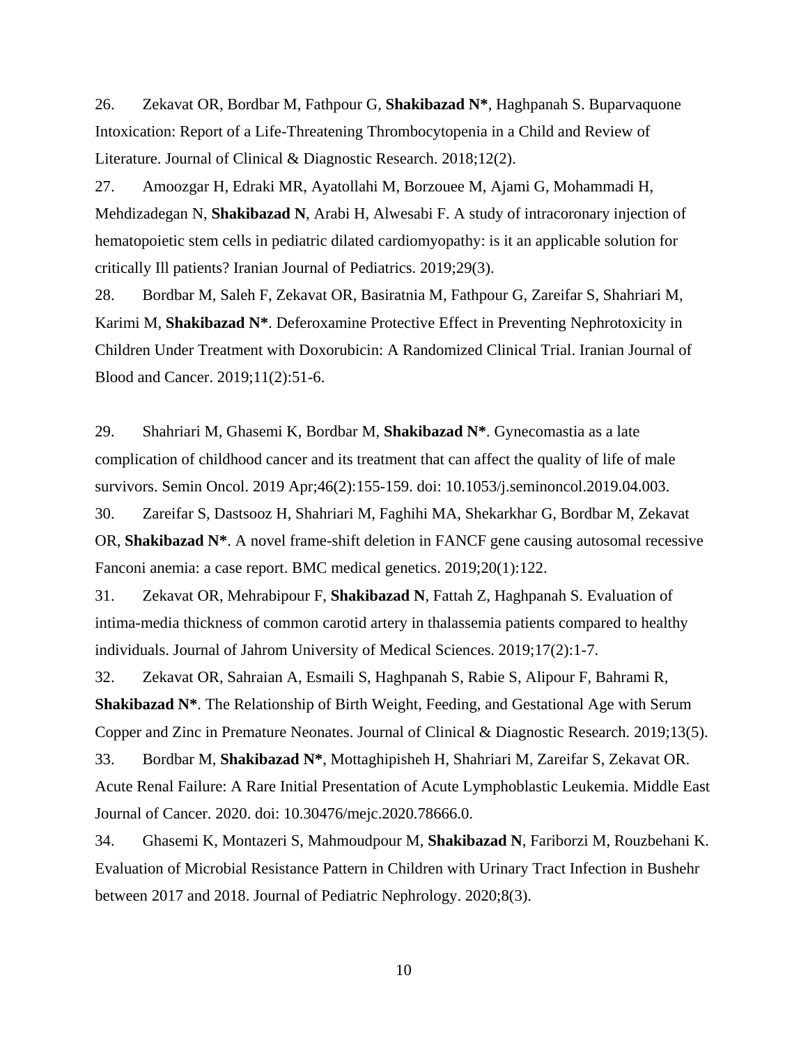26. Zekavat OR, Bordbar M, Fathpour G, **Shakibazad N***, Haghpanah S. Buparvaquone Intoxication: Report of a Life-Threatening Thrombocytopenia in a Child and Review of Literature. Journal of Clinical & Diagnostic Research. 2018;12(2).

27. Amoozgar H, Edraki MR, Ayatollahi M, Borzouee M, Ajami G, Mohammadi H, Mehdizadegan N, **Shakibazad N**, Arabi H, Alwesabi F. A study of intracoronary injection of hematopoietic stem cells in pediatric dilated cardiomyopathy: is it an applicable solution for critically Ill patients? Iranian Journal of Pediatrics. 2019;29(3).

28. Bordbar M, Saleh F, Zekavat OR, Basiratnia M, Fathpour G, Zareifar S, Shahriari M, Karimi M, **Shakibazad N***. Deferoxamine Protective Effect in Preventing Nephrotoxicity in Children Under Treatment with Doxorubicin: A Randomized Clinical Trial. Iranian Journal of Blood and Cancer. 2019;11(2):51-6.

29. Shahriari M, Ghasemi K, Bordbar M, **Shakibazad N***. Gynecomastia as a late complication of childhood cancer and its treatment that can affect the quality of life of male survivors. Semin Oncol. 2019 Apr;46(2):155-159. doi: 10.1053/j.seminoncol.2019.04.003.

30. Zareifar S, Dastsooz H, Shahriari M, Faghihi MA, Shekarkhar G, Bordbar M, Zekavat OR, **Shakibazad N***. A novel frame-shift deletion in FANCF gene causing autosomal recessive Fanconi anemia: a case report. BMC medical genetics. 2019;20(1):122.

31. Zekavat OR, Mehrabipour F, **Shakibazad N**, Fattah Z, Haghpanah S. Evaluation of intima-media thickness of common carotid artery in thalassemia patients compared to healthy individuals. Journal of Jahrom University of Medical Sciences. 2019;17(2):1-7.

32. Zekavat OR, Sahraian A, Esmaili S, Haghpanah S, Rabie S, Alipour F, Bahrami R, **Shakibazad N***. The Relationship of Birth Weight, Feeding, and Gestational Age with Serum Copper and Zinc in Premature Neonates. Journal of Clinical & Diagnostic Research. 2019;13(5).

33. Bordbar M, **Shakibazad N***, Mottaghipisheh H, Shahriari M, Zareifar S, Zekavat OR. Acute Renal Failure: A Rare Initial Presentation of Acute Lymphoblastic Leukemia. Middle East Journal of Cancer. 2020. doi: 10.30476/mejc.2020.78666.0.

34. Ghasemi K, Montazeri S, Mahmoudpour M, **Shakibazad N**, Fariborzi M, Rouzbehani K. Evaluation of Microbial Resistance Pattern in Children with Urinary Tract Infection in Bushehr between 2017 and 2018. Journal of Pediatric Nephrology. 2020;8(3).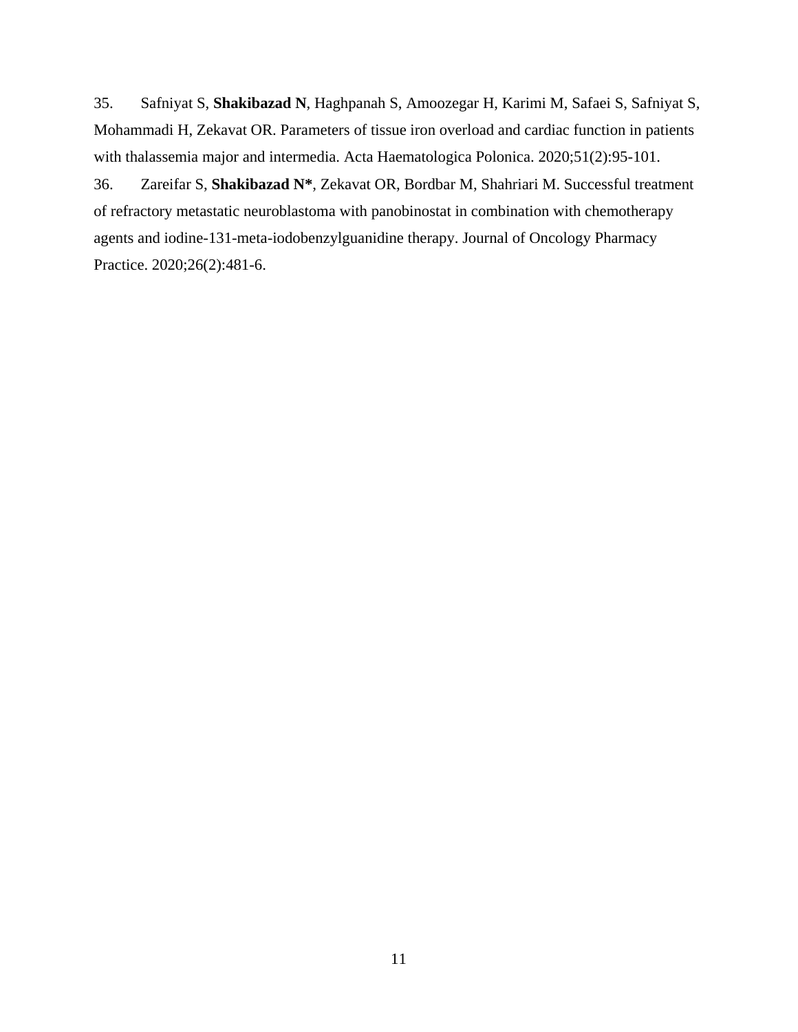35. Safniyat S, **Shakibazad N**, Haghpanah S, Amoozegar H, Karimi M, Safaei S, Safniyat S, Mohammadi H, Zekavat OR. Parameters of tissue iron overload and cardiac function in patients with thalassemia major and intermedia. Acta Haematologica Polonica. 2020;51(2):95-101.

36. Zareifar S, **Shakibazad N***, Zekavat OR, Bordbar M, Shahriari M. Successful treatment of refractory metastatic neuroblastoma with panobinostat in combination with chemotherapy agents and iodine-131-meta-iodobenzylguanidine therapy. Journal of Oncology Pharmacy Practice. 2020;26(2):481-6.